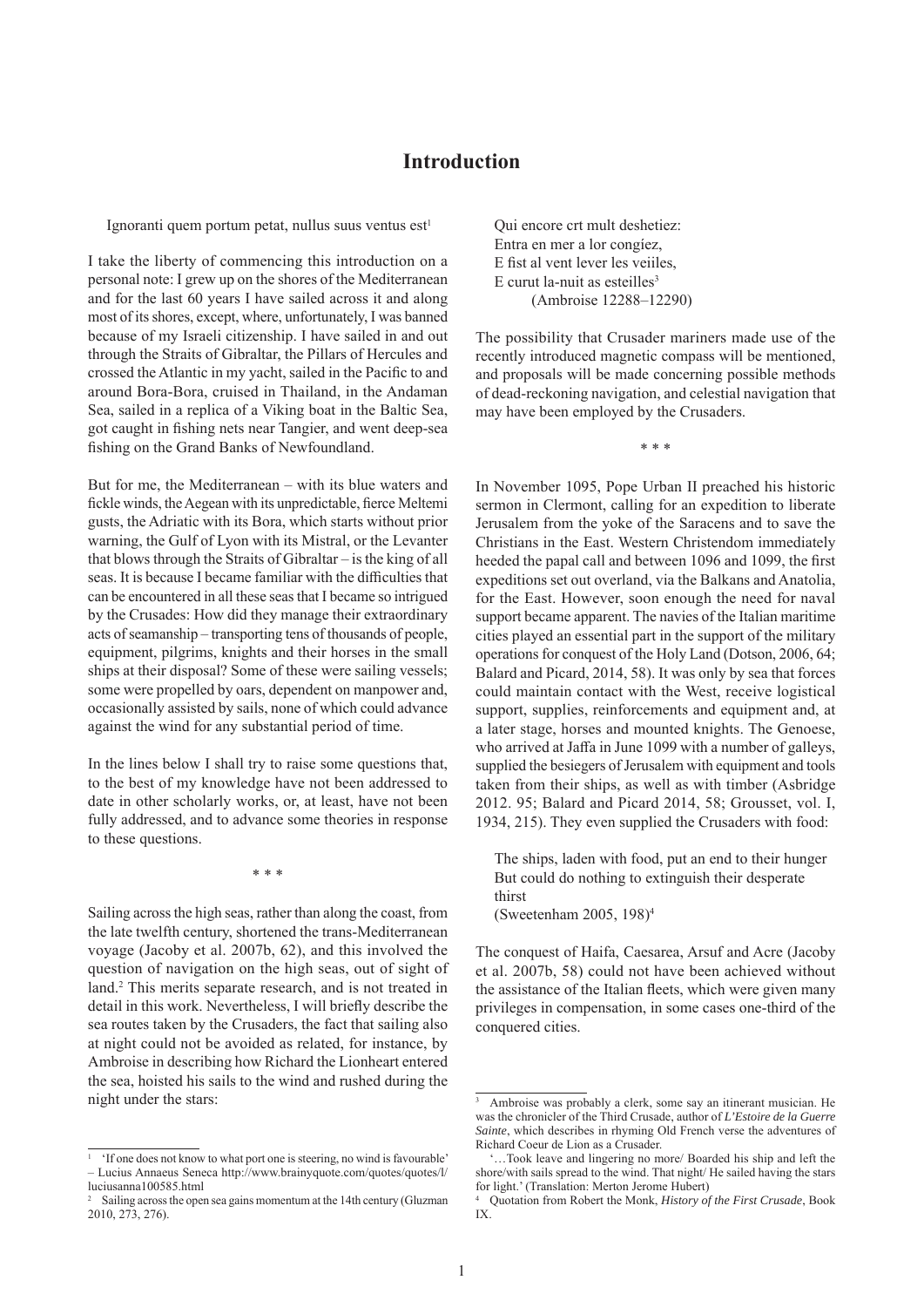# Introduction

Ignoranti quem portum petat, nullus suus ventus est[1]

I take the liberty of commencing this introduction on a personal note: I grew up on the shores of the Mediterranean and for the last 60 years I have sailed across it and along most of its shores, except, where, unfortunately, I was banned because of my Israeli citizenship. I have sailed in and out through the Straits of Gibraltar, the Pillars of Hercules and crossed the Atlantic in my yacht, sailed in the Pacific to and around Bora-Bora, cruised in Thailand, in the Andaman Sea, sailed in a replica of a Viking boat in the Baltic Sea, got caught in fishing nets near Tangier, and went deep-sea fishing on the Grand Banks of Newfoundland.

But for me, the Mediterranean – with its blue waters and fickle winds, the Aegean with its unpredictable, fierce Meltemi gusts, the Adriatic with its Bora, which starts without prior warning, the Gulf of Lyon with its Mistral, or the Levanter that blows through the Straits of Gibraltar – is the king of all seas. It is because I became familiar with the difficulties that can be encountered in all these seas that I became so intrigued by the Crusades: How did they manage their extraordinary acts of seamanship – transporting tens of thousands of people, equipment, pilgrims, knights and their horses in the small ships at their disposal? Some of these were sailing vessels; some were propelled by oars, dependent on manpower and, occasionally assisted by sails, none of which could advance against the wind for any substantial period of time.

In the lines below I shall try to raise some questions that, to the best of my knowledge have not been addressed to date in other scholarly works, or, at least, have not been fully addressed, and to advance some theories in response to these questions.

\* \* \*

Sailing across the high seas, rather than along the coast, from the late twelfth century, shortened the trans-Mediterranean voyage (Jacoby et al. 2007b, 62), and this involved the question of navigation on the high seas, out of sight of land.[2] This merits separate research, and is not treated in detail in this work. Nevertheless, I will briefly describe the sea routes taken by the Crusaders, the fact that sailing also at night could not be avoided as related, for instance, by Ambroise in describing how Richard the Lionheart entered the sea, hoisted his sails to the wind and rushed during the night under the stars:

> Qui encore crt mult deshetiez:
> Entra en mer a lor congíez,
> E fist al vent lever les veiiles,
> E curut la-nuit as esteilles[3]
> (Ambroise 12288–12290)

The possibility that Crusader mariners made use of the recently introduced magnetic compass will be mentioned, and proposals will be made concerning possible methods of dead-reckoning navigation, and celestial navigation that may have been employed by the Crusaders.

\* \* \*

In November 1095, Pope Urban II preached his historic sermon in Clermont, calling for an expedition to liberate Jerusalem from the yoke of the Saracens and to save the Christians in the East. Western Christendom immediately heeded the papal call and between 1096 and 1099, the first expeditions set out overland, via the Balkans and Anatolia, for the East. However, soon enough the need for naval support became apparent. The navies of the Italian maritime cities played an essential part in the support of the military operations for conquest of the Holy Land (Dotson, 2006, 64; Balard and Picard, 2014, 58). It was only by sea that forces could maintain contact with the West, receive logistical support, supplies, reinforcements and equipment and, at a later stage, horses and mounted knights. The Genoese, who arrived at Jaffa in June 1099 with a number of galleys, supplied the besiegers of Jerusalem with equipment and tools taken from their ships, as well as with timber (Asbridge 2012. 95; Balard and Picard 2014, 58; Grousset, vol. I, 1934, 215). They even supplied the Crusaders with food:

> The ships, laden with food, put an end to their hunger
> But could do nothing to extinguish their desperate thirst
> (Sweetenham 2005, 198)[4]

The conquest of Haifa, Caesarea, Arsuf and Acre (Jacoby et al. 2007b, 58) could not have been achieved without the assistance of the Italian fleets, which were given many privileges in compensation, in some cases one-third of the conquered cities.

---

[1] 'If one does not know to what port one is steering, no wind is favourable' – Lucius Annaeus Seneca http://www.brainyquote.com/quotes/quotes/l/luciusanna100585.html

[2] Sailing across the open sea gains momentum at the 14th century (Gluzman 2010, 273, 276).

[3] Ambroise was probably a clerk, some say an itinerant musician. He was the chronicler of the Third Crusade, author of *L'Estoire de la Guerre Sainte*, which describes in rhyming Old French verse the adventures of Richard Coeur de Lion as a Crusader.

'…Took leave and lingering no more/ Boarded his ship and left the shore/with sails spread to the wind. That night/ He sailed having the stars for light.' (Translation: Merton Jerome Hubert)

[4] Quotation from Robert the Monk, *History of the First Crusade*, Book IX.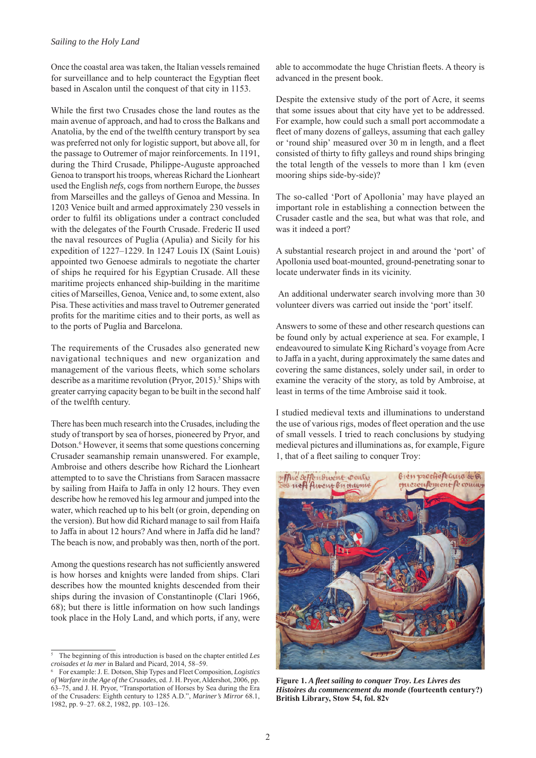Once the coastal area was taken, the Italian vessels remained for surveillance and to help counteract the Egyptian fleet based in Ascalon until the conquest of that city in 1153.

While the first two Crusades chose the land routes as the main avenue of approach, and had to cross the Balkans and Anatolia, by the end of the twelfth century transport by sea was preferred not only for logistic support, but above all, for the passage to Outremer of major reinforcements. In 1191, during the Third Crusade, Philippe-Auguste approached Genoa to transport his troops, whereas Richard the Lionheart used the English *nefs,* cogs from northern Europe, the *busses* from Marseilles and the galleys of Genoa and Messina. In 1203 Venice built and armed approximately 230 vessels in order to fulfil its obligations under a contract concluded with the delegates of the Fourth Crusade. Frederic II used the naval resources of Puglia (Apulia) and Sicily for his expedition of 1227–1229. In 1247 Louis IX (Saint Louis) appointed two Genoese admirals to negotiate the charter of ships he required for his Egyptian Crusade. All these maritime projects enhanced ship-building in the maritime cities of Marseilles, Genoa, Venice and, to some extent, also Pisa. These activities and mass travel to Outremer generated profits for the maritime cities and to their ports, as well as to the ports of Puglia and Barcelona.

The requirements of the Crusades also generated new navigational techniques and new organization and management of the various fleets, which some scholars describe as a maritime revolution (Pryor, 2015).[5] Ships with greater carrying capacity began to be built in the second half of the twelfth century.

There has been much research into the Crusades, including the study of transport by sea of horses, pioneered by Pryor, and Dotson.[6] However, it seems that some questions concerning Crusader seamanship remain unanswered. For example, Ambroise and others describe how Richard the Lionheart attempted to to save the Christians from Saracen massacre by sailing from Haifa to Jaffa in only 12 hours. They even describe how he removed his leg armour and jumped into the water, which reached up to his belt (or groin, depending on the version). But how did Richard manage to sail from Haifa to Jaffa in about 12 hours? And where in Jaffa did he land? The beach is now, and probably was then, north of the port.

Among the questions research has not sufficiently answered is how horses and knights were landed from ships. Clari describes how the mounted knights descended from their ships during the invasion of Constantinople (Clari 1966, 68); but there is little information on how such landings took place in the Holy Land, and which ports, if any, were able to accommodate the huge Christian fleets. A theory is advanced in the present book.

Despite the extensive study of the port of Acre, it seems that some issues about that city have yet to be addressed. For example, how could such a small port accommodate a fleet of many dozens of galleys, assuming that each galley or 'round ship' measured over 30 m in length, and a fleet consisted of thirty to fifty galleys and round ships bringing the total length of the vessels to more than 1 km (even mooring ships side-by-side)?

The so-called 'Port of Apollonia' may have played an important role in establishing a connection between the Crusader castle and the sea, but what was that role, and was it indeed a port?

A substantial research project in and around the 'port' of Apollonia used boat-mounted, ground-penetrating sonar to locate underwater finds in its vicinity.

An additional underwater search involving more than 30 volunteer divers was carried out inside the 'port' itself.

Answers to some of these and other research questions can be found only by actual experience at sea. For example, I endeavoured to simulate King Richard's voyage from Acre to Jaffa in a yacht, during approximately the same dates and covering the same distances, solely under sail, in order to examine the veracity of the story, as told by Ambroise, at least in terms of the time Ambroise said it took.

I studied medieval texts and illuminations to understand the use of various rigs, modes of fleet operation and the use of small vessels. I tried to reach conclusions by studying medieval pictures and illuminations as, for example, Figure 1, that of a fleet sailing to conquer Troy:

**Figure 1.** ***A fleet sailing to conquer Troy. Les Livres des Histoires du commencement du monde*** **(fourteenth century?) British Library, Stow 54, fol. 82v**

---

[5] The beginning of this introduction is based on the chapter entitled *Les croisades et la mer* in Balard and Picard, 2014, 58–59.

[6] For example: J. E. Dotson, Ship Types and Fleet Composition, *Logistics of Warfare in the Age of the Crusades*, ed. J. H. Pryor, Aldershot, 2006, pp. 63–75, and J. H. Pryor, "Transportation of Horses by Sea during the Era of the Crusaders: Eighth century to 1285 A.D.", *Mariner's Mirror* 68.1, 1982, pp. 9–27. 68.2, 1982, pp. 103–126.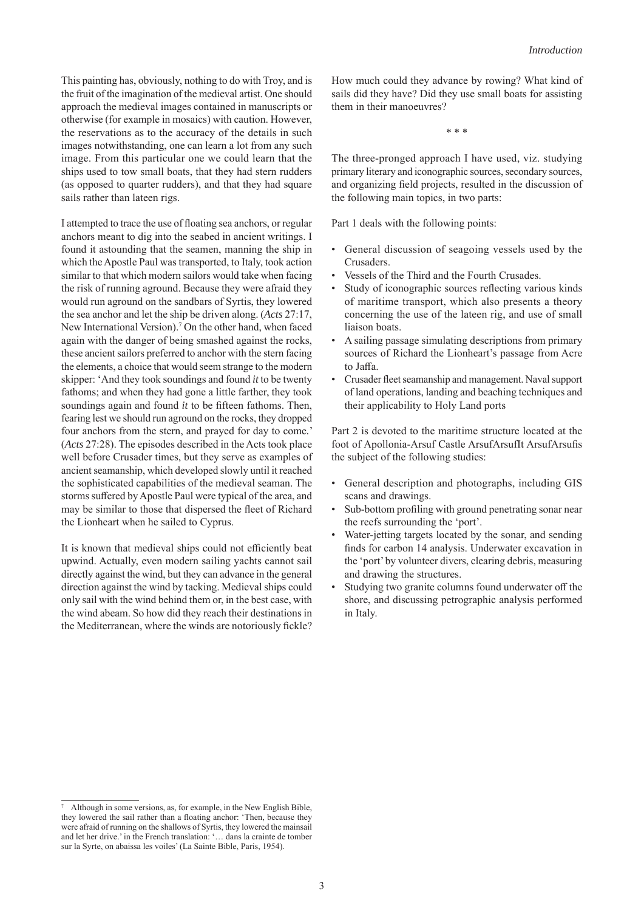This painting has, obviously, nothing to do with Troy, and is the fruit of the imagination of the medieval artist. One should approach the medieval images contained in manuscripts or otherwise (for example in mosaics) with caution. However, the reservations as to the accuracy of the details in such images notwithstanding, one can learn a lot from any such image. From this particular one we could learn that the ships used to tow small boats, that they had stern rudders (as opposed to quarter rudders), and that they had square sails rather than lateen rigs.

I attempted to trace the use of floating sea anchors, or regular anchors meant to dig into the seabed in ancient writings. I found it astounding that the seamen, manning the ship in which the Apostle Paul was transported, to Italy, took action similar to that which modern sailors would take when facing the risk of running aground. Because they were afraid they would run aground on the sandbars of Syrtis, they lowered the sea anchor and let the ship be driven along. (*Acts* 27:17, New International Version).[7] On the other hand, when faced again with the danger of being smashed against the rocks, these ancient sailors preferred to anchor with the stern facing the elements, a choice that would seem strange to the modern skipper: 'And they took soundings and found *it* to be twenty fathoms; and when they had gone a little farther, they took soundings again and found *it* to be fifteen fathoms. Then, fearing lest we should run aground on the rocks, they dropped four anchors from the stern, and prayed for day to come.' (*Acts* 27:28). The episodes described in the Acts took place well before Crusader times, but they serve as examples of ancient seamanship, which developed slowly until it reached the sophisticated capabilities of the medieval seaman. The storms suffered by Apostle Paul were typical of the area, and may be similar to those that dispersed the fleet of Richard the Lionheart when he sailed to Cyprus.

It is known that medieval ships could not efficiently beat upwind. Actually, even modern sailing yachts cannot sail directly against the wind, but they can advance in the general direction against the wind by tacking. Medieval ships could only sail with the wind behind them or, in the best case, with the wind abeam. So how did they reach their destinations in the Mediterranean, where the winds are notoriously fickle? How much could they advance by rowing? What kind of sails did they have? Did they use small boats for assisting them in their manoeuvres?

\* \* \*

The three-pronged approach I have used, viz. studying primary literary and iconographic sources, secondary sources, and organizing field projects, resulted in the discussion of the following main topics, in two parts:

Part 1 deals with the following points:

- General discussion of seagoing vessels used by the Crusaders.
- Vessels of the Third and the Fourth Crusades.
- Study of iconographic sources reflecting various kinds of maritime transport, which also presents a theory concerning the use of the lateen rig, and use of small liaison boats.
- A sailing passage simulating descriptions from primary sources of Richard the Lionheart's passage from Acre to Jaffa.
- Crusader fleet seamanship and management. Naval support of land operations, landing and beaching techniques and their applicability to Holy Land ports

Part 2 is devoted to the maritime structure located at the foot of Apollonia-Arsuf Castle ArsufArsufIt ArsufArsufis the subject of the following studies:

- General description and photographs, including GIS scans and drawings.
- Sub-bottom profiling with ground penetrating sonar near the reefs surrounding the 'port'.
- Water-jetting targets located by the sonar, and sending finds for carbon 14 analysis. Underwater excavation in the 'port' by volunteer divers, clearing debris, measuring and drawing the structures.
- Studying two granite columns found underwater off the shore, and discussing petrographic analysis performed in Italy.

[7] Although in some versions, as, for example, in the New English Bible, they lowered the sail rather than a floating anchor: 'Then, because they were afraid of running on the shallows of Syrtis, they lowered the mainsail and let her drive.' in the French translation: '… dans la crainte de tomber sur la Syrte, on abaissa les voiles' (La Sainte Bible, Paris, 1954).